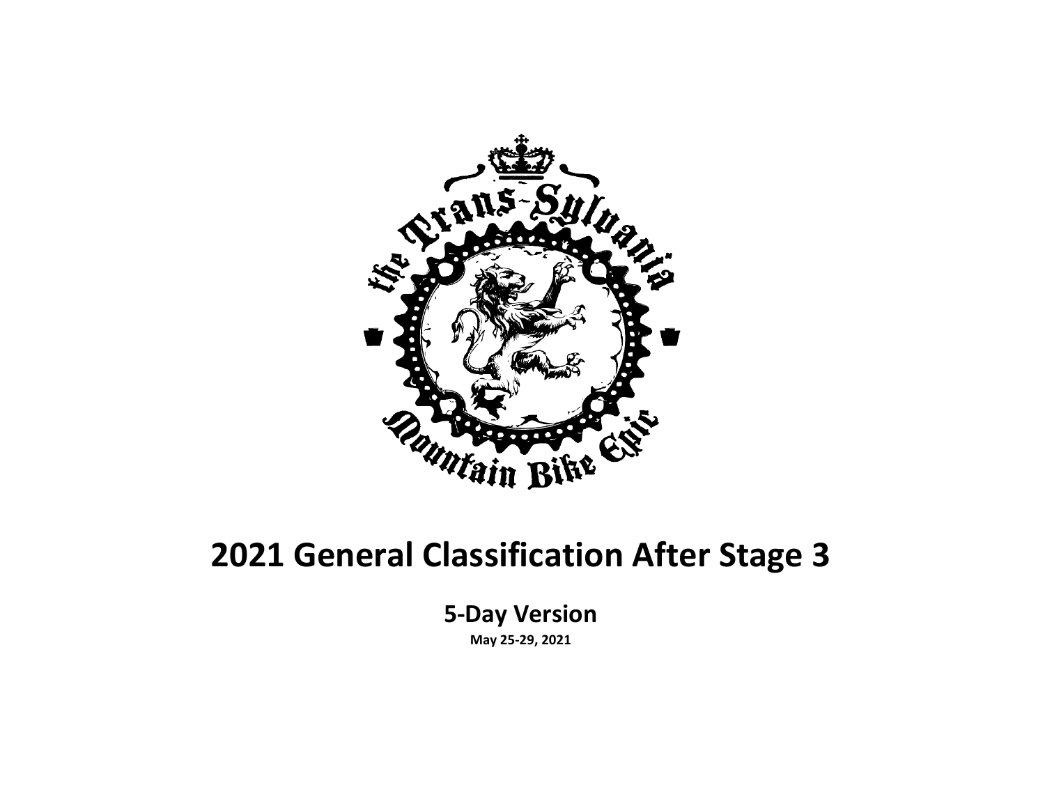# 2021 General Classification After Stage 3

## 5-Day Version

**May 25-29, 2021**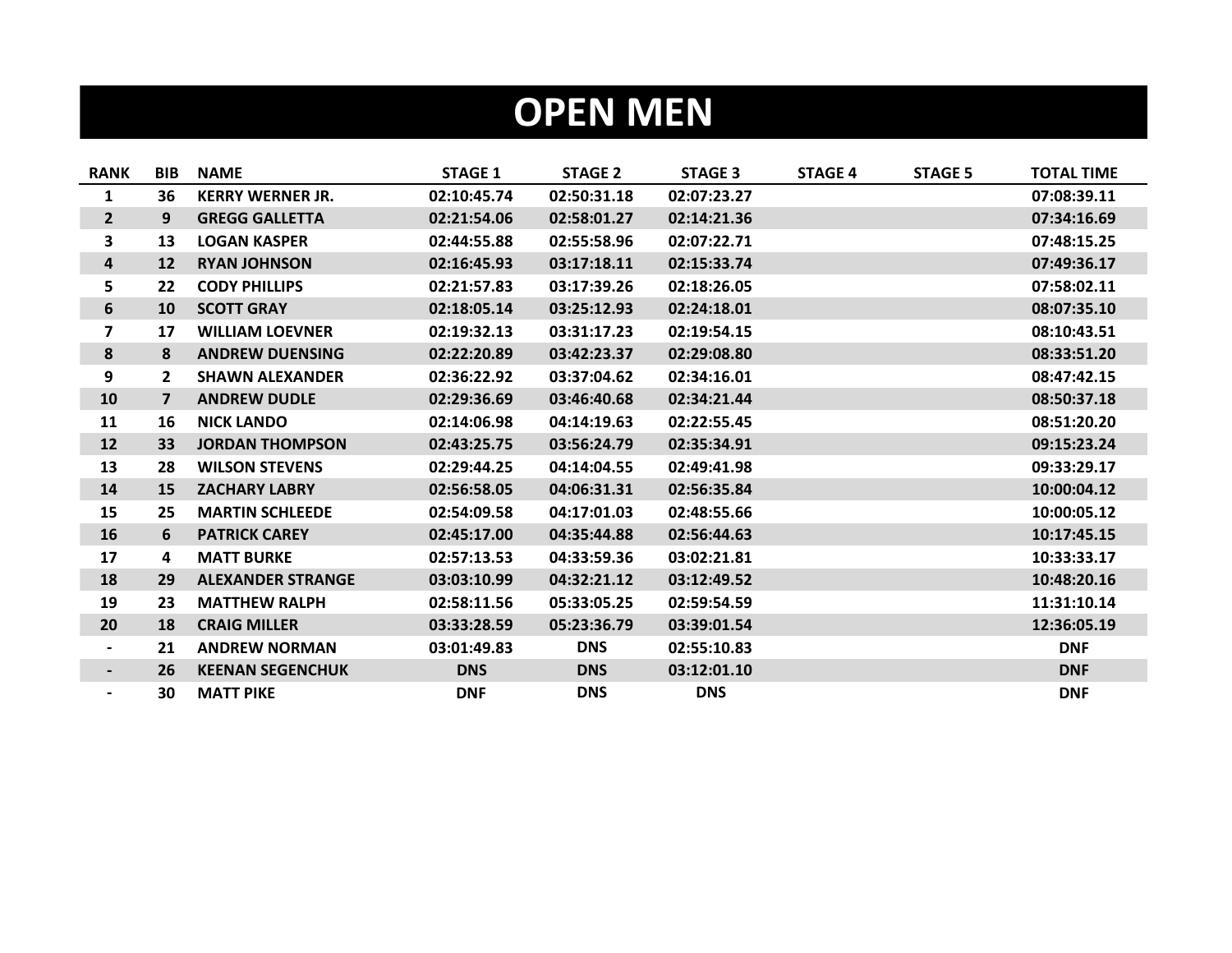# OPEN MEN

| RANK | BIB | NAME | STAGE 1 | STAGE 2 | STAGE 3 | STAGE 4 | STAGE 5 | TOTAL TIME |
|---|---|---|---|---|---|---|---|---|
| 1 | 36 | KERRY WERNER JR. | 02:10:45.74 | 02:50:31.18 | 02:07:23.27 | | | 07:08:39.11 |
| 2 | 9 | GREGG GALLETTA | 02:21:54.06 | 02:58:01.27 | 02:14:21.36 | | | 07:34:16.69 |
| 3 | 13 | LOGAN KASPER | 02:44:55.88 | 02:55:58.96 | 02:07:22.71 | | | 07:48:15.25 |
| 4 | 12 | RYAN JOHNSON | 02:16:45.93 | 03:17:18.11 | 02:15:33.74 | | | 07:49:36.17 |
| 5 | 22 | CODY PHILLIPS | 02:21:57.83 | 03:17:39.26 | 02:18:26.05 | | | 07:58:02.11 |
| 6 | 10 | SCOTT GRAY | 02:18:05.14 | 03:25:12.93 | 02:24:18.01 | | | 08:07:35.10 |
| 7 | 17 | WILLIAM LOEVNER | 02:19:32.13 | 03:31:17.23 | 02:19:54.15 | | | 08:10:43.51 |
| 8 | 8 | ANDREW DUENSING | 02:22:20.89 | 03:42:23.37 | 02:29:08.80 | | | 08:33:51.20 |
| 9 | 2 | SHAWN ALEXANDER | 02:36:22.92 | 03:37:04.62 | 02:34:16.01 | | | 08:47:42.15 |
| 10 | 7 | ANDREW DUDLE | 02:29:36.69 | 03:46:40.68 | 02:34:21.44 | | | 08:50:37.18 |
| 11 | 16 | NICK LANDO | 02:14:06.98 | 04:14:19.63 | 02:22:55.45 | | | 08:51:20.20 |
| 12 | 33 | JORDAN THOMPSON | 02:43:25.75 | 03:56:24.79 | 02:35:34.91 | | | 09:15:23.24 |
| 13 | 28 | WILSON STEVENS | 02:29:44.25 | 04:14:04.55 | 02:49:41.98 | | | 09:33:29.17 |
| 14 | 15 | ZACHARY LABRY | 02:56:58.05 | 04:06:31.31 | 02:56:35.84 | | | 10:00:04.12 |
| 15 | 25 | MARTIN SCHLEEDE | 02:54:09.58 | 04:17:01.03 | 02:48:55.66 | | | 10:00:05.12 |
| 16 | 6 | PATRICK CAREY | 02:45:17.00 | 04:35:44.88 | 02:56:44.63 | | | 10:17:45.15 |
| 17 | 4 | MATT BURKE | 02:57:13.53 | 04:33:59.36 | 03:02:21.81 | | | 10:33:33.17 |
| 18 | 29 | ALEXANDER STRANGE | 03:03:10.99 | 04:32:21.12 | 03:12:49.52 | | | 10:48:20.16 |
| 19 | 23 | MATTHEW RALPH | 02:58:11.56 | 05:33:05.25 | 02:59:54.59 | | | 11:31:10.14 |
| 20 | 18 | CRAIG MILLER | 03:33:28.59 | 05:23:36.79 | 03:39:01.54 | | | 12:36:05.19 |
| - | 21 | ANDREW NORMAN | 03:01:49.83 | DNS | 02:55:10.83 | | | DNF |
| - | 26 | KEENAN SEGENCHUK | DNS | DNS | 03:12:01.10 | | | DNF |
| - | 30 | MATT PIKE | DNF | DNS | DNS | | | DNF |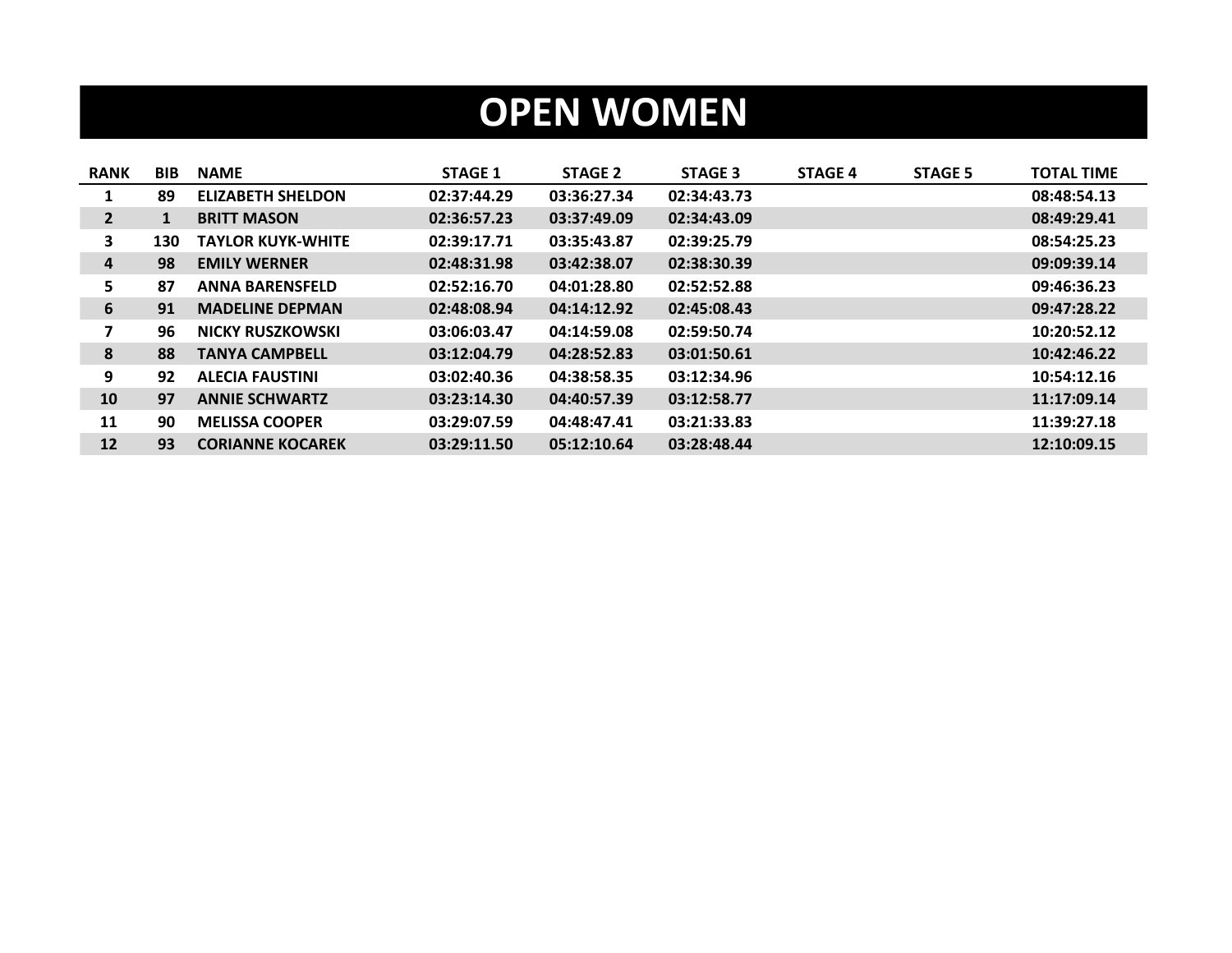# OPEN WOMEN

| RANK | BIB | NAME | STAGE 1 | STAGE 2 | STAGE 3 | STAGE 4 | STAGE 5 | TOTAL TIME |
|---|---|---|---|---|---|---|---|---|
| 1 | 89 | ELIZABETH SHELDON | 02:37:44.29 | 03:36:27.34 | 02:34:43.73 | | | 08:48:54.13 |
| 2 | 1 | BRITT MASON | 02:36:57.23 | 03:37:49.09 | 02:34:43.09 | | | 08:49:29.41 |
| 3 | 130 | TAYLOR KUYK-WHITE | 02:39:17.71 | 03:35:43.87 | 02:39:25.79 | | | 08:54:25.23 |
| 4 | 98 | EMILY WERNER | 02:48:31.98 | 03:42:38.07 | 02:38:30.39 | | | 09:09:39.14 |
| 5 | 87 | ANNA BARENSFELD | 02:52:16.70 | 04:01:28.80 | 02:52:52.88 | | | 09:46:36.23 |
| 6 | 91 | MADELINE DEPMAN | 02:48:08.94 | 04:14:12.92 | 02:45:08.43 | | | 09:47:28.22 |
| 7 | 96 | NICKY RUSZKOWSKI | 03:06:03.47 | 04:14:59.08 | 02:59:50.74 | | | 10:20:52.12 |
| 8 | 88 | TANYA CAMPBELL | 03:12:04.79 | 04:28:52.83 | 03:01:50.61 | | | 10:42:46.22 |
| 9 | 92 | ALECIA FAUSTINI | 03:02:40.36 | 04:38:58.35 | 03:12:34.96 | | | 10:54:12.16 |
| 10 | 97 | ANNIE SCHWARTZ | 03:23:14.30 | 04:40:57.39 | 03:12:58.77 | | | 11:17:09.14 |
| 11 | 90 | MELISSA COOPER | 03:29:07.59 | 04:48:47.41 | 03:21:33.83 | | | 11:39:27.18 |
| 12 | 93 | CORIANNE KOCAREK | 03:29:11.50 | 05:12:10.64 | 03:28:48.44 | | | 12:10:09.15 |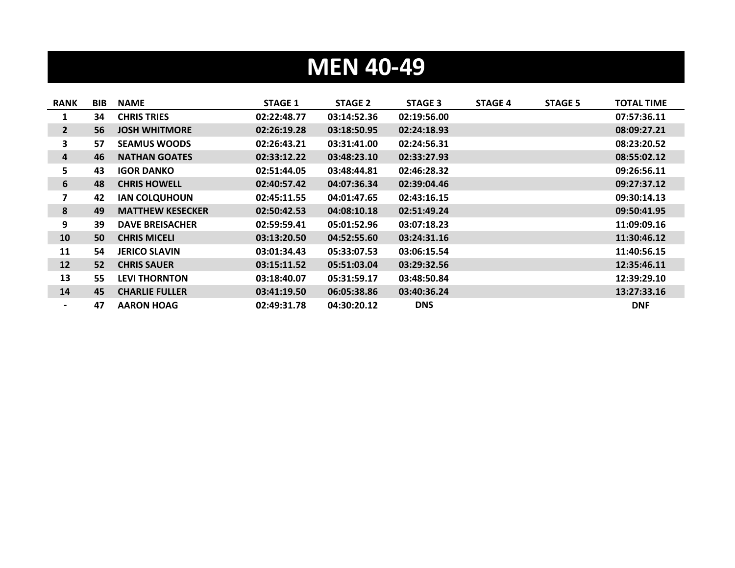# MEN 40-49

| RANK | BIB | NAME | STAGE 1 | STAGE 2 | STAGE 3 | STAGE 4 | STAGE 5 | TOTAL TIME |
|---|---|---|---|---|---|---|---|---|
| 1 | 34 | CHRIS TRIES | 02:22:48.77 | 03:14:52.36 | 02:19:56.00 | | | 07:57:36.11 |
| 2 | 56 | JOSH WHITMORE | 02:26:19.28 | 03:18:50.95 | 02:24:18.93 | | | 08:09:27.21 |
| 3 | 57 | SEAMUS WOODS | 02:26:43.21 | 03:31:41.00 | 02:24:56.31 | | | 08:23:20.52 |
| 4 | 46 | NATHAN GOATES | 02:33:12.22 | 03:48:23.10 | 02:33:27.93 | | | 08:55:02.12 |
| 5 | 43 | IGOR DANKO | 02:51:44.05 | 03:48:44.81 | 02:46:28.32 | | | 09:26:56.11 |
| 6 | 48 | CHRIS HOWELL | 02:40:57.42 | 04:07:36.34 | 02:39:04.46 | | | 09:27:37.12 |
| 7 | 42 | IAN COLQUHOUN | 02:45:11.55 | 04:01:47.65 | 02:43:16.15 | | | 09:30:14.13 |
| 8 | 49 | MATTHEW KESECKER | 02:50:42.53 | 04:08:10.18 | 02:51:49.24 | | | 09:50:41.95 |
| 9 | 39 | DAVE BREISACHER | 02:59:59.41 | 05:01:52.96 | 03:07:18.23 | | | 11:09:09.16 |
| 10 | 50 | CHRIS MICELI | 03:13:20.50 | 04:52:55.60 | 03:24:31.16 | | | 11:30:46.12 |
| 11 | 54 | JERICO SLAVIN | 03:01:34.43 | 05:33:07.53 | 03:06:15.54 | | | 11:40:56.15 |
| 12 | 52 | CHRIS SAUER | 03:15:11.52 | 05:51:03.04 | 03:29:32.56 | | | 12:35:46.11 |
| 13 | 55 | LEVI THORNTON | 03:18:40.07 | 05:31:59.17 | 03:48:50.84 | | | 12:39:29.10 |
| 14 | 45 | CHARLIE FULLER | 03:41:19.50 | 06:05:38.86 | 03:40:36.24 | | | 13:27:33.16 |
| - | 47 | AARON HOAG | 02:49:31.78 | 04:30:20.12 | DNS | | | DNF |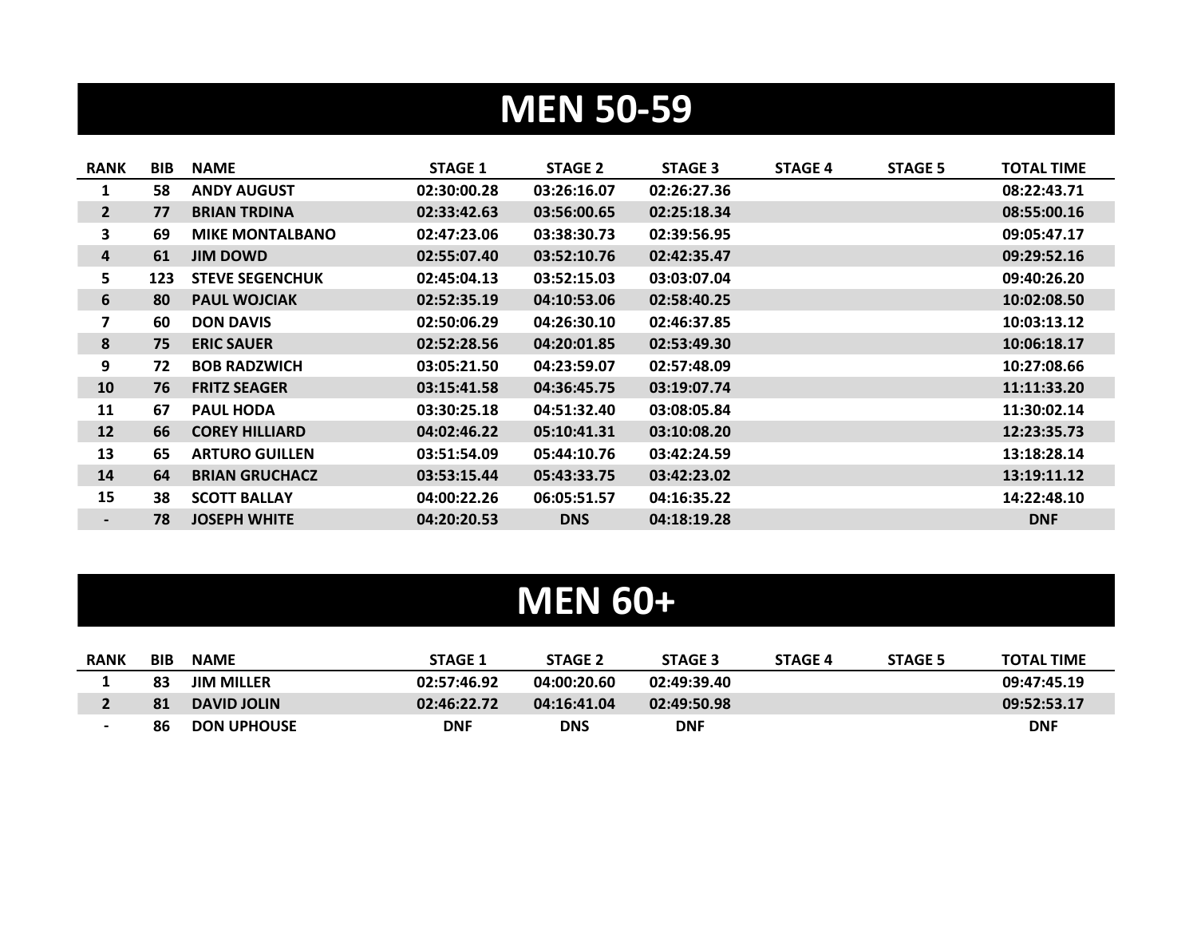# MEN 50-59

| RANK | BIB | NAME | STAGE 1 | STAGE 2 | STAGE 3 | STAGE 4 | STAGE 5 | TOTAL TIME |
|---|---|---|---|---|---|---|---|---|
| 1 | 58 | ANDY AUGUST | 02:30:00.28 | 03:26:16.07 | 02:26:27.36 | | | 08:22:43.71 |
| 2 | 77 | BRIAN TRDINA | 02:33:42.63 | 03:56:00.65 | 02:25:18.34 | | | 08:55:00.16 |
| 3 | 69 | MIKE MONTALBANO | 02:47:23.06 | 03:38:30.73 | 02:39:56.95 | | | 09:05:47.17 |
| 4 | 61 | JIM DOWD | 02:55:07.40 | 03:52:10.76 | 02:42:35.47 | | | 09:29:52.16 |
| 5 | 123 | STEVE SEGENCHUK | 02:45:04.13 | 03:52:15.03 | 03:03:07.04 | | | 09:40:26.20 |
| 6 | 80 | PAUL WOJCIAK | 02:52:35.19 | 04:10:53.06 | 02:58:40.25 | | | 10:02:08.50 |
| 7 | 60 | DON DAVIS | 02:50:06.29 | 04:26:30.10 | 02:46:37.85 | | | 10:03:13.12 |
| 8 | 75 | ERIC SAUER | 02:52:28.56 | 04:20:01.85 | 02:53:49.30 | | | 10:06:18.17 |
| 9 | 72 | BOB RADZWICH | 03:05:21.50 | 04:23:59.07 | 02:57:48.09 | | | 10:27:08.66 |
| 10 | 76 | FRITZ SEAGER | 03:15:41.58 | 04:36:45.75 | 03:19:07.74 | | | 11:11:33.20 |
| 11 | 67 | PAUL HODA | 03:30:25.18 | 04:51:32.40 | 03:08:05.84 | | | 11:30:02.14 |
| 12 | 66 | COREY HILLIARD | 04:02:46.22 | 05:10:41.31 | 03:10:08.20 | | | 12:23:35.73 |
| 13 | 65 | ARTURO GUILLEN | 03:51:54.09 | 05:44:10.76 | 03:42:24.59 | | | 13:18:28.14 |
| 14 | 64 | BRIAN GRUCHACZ | 03:53:15.44 | 05:43:33.75 | 03:42:23.02 | | | 13:19:11.12 |
| 15 | 38 | SCOTT BALLAY | 04:00:22.26 | 06:05:51.57 | 04:16:35.22 | | | 14:22:48.10 |
| - | 78 | JOSEPH WHITE | 04:20:20.53 | DNS | 04:18:19.28 | | | DNF |

# MEN 60+

| RANK | BIB | NAME | STAGE 1 | STAGE 2 | STAGE 3 | STAGE 4 | STAGE 5 | TOTAL TIME |
|---|---|---|---|---|---|---|---|---|
| 1 | 83 | JIM MILLER | 02:57:46.92 | 04:00:20.60 | 02:49:39.40 | | | 09:47:45.19 |
| 2 | 81 | DAVID JOLIN | 02:46:22.72 | 04:16:41.04 | 02:49:50.98 | | | 09:52:53.17 |
| - | 86 | DON UPHOUSE | DNF | DNS | DNF | | | DNF |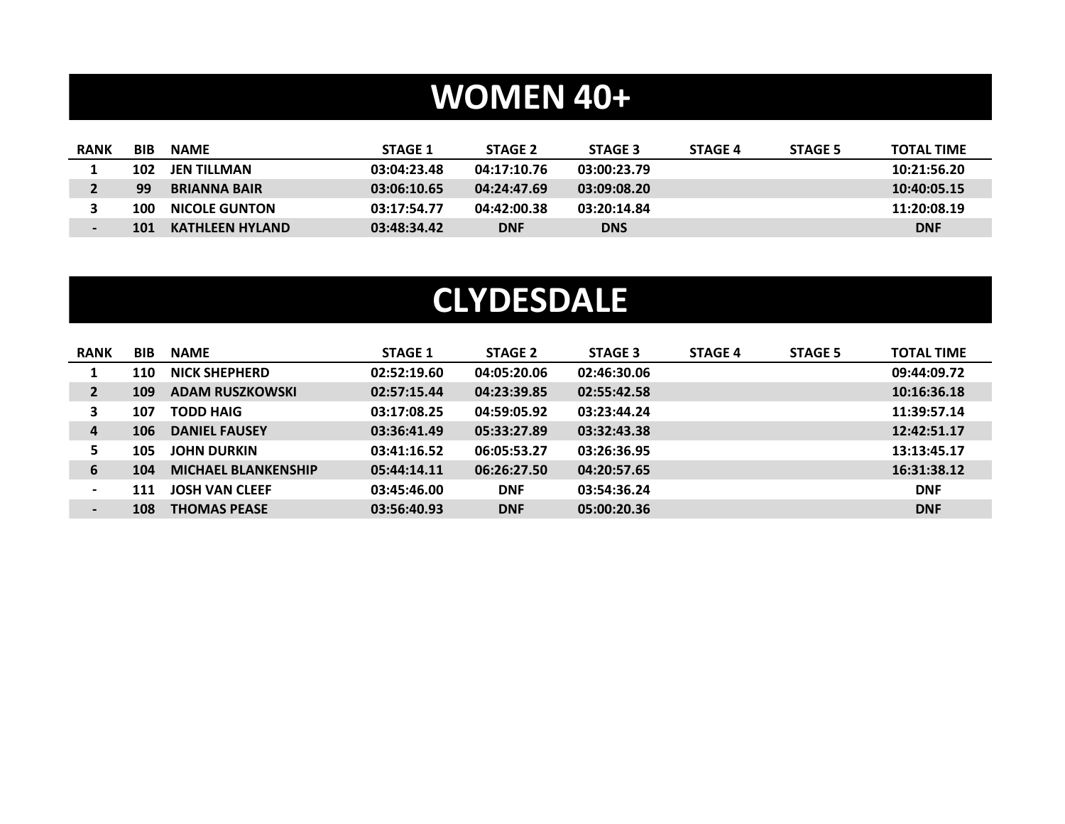# WOMEN 40+

| RANK | BIB | NAME | STAGE 1 | STAGE 2 | STAGE 3 | STAGE 4 | STAGE 5 | TOTAL TIME |
|---|---|---|---|---|---|---|---|---|
| 1 | 102 | JEN TILLMAN | 03:04:23.48 | 04:17:10.76 | 03:00:23.79 | | | 10:21:56.20 |
| 2 | 99 | BRIANNA BAIR | 03:06:10.65 | 04:24:47.69 | 03:09:08.20 | | | 10:40:05.15 |
| 3 | 100 | NICOLE GUNTON | 03:17:54.77 | 04:42:00.38 | 03:20:14.84 | | | 11:20:08.19 |
| - | 101 | KATHLEEN HYLAND | 03:48:34.42 | DNF | DNS | | | DNF |

# CLYDESDALE

| RANK | BIB | NAME | STAGE 1 | STAGE 2 | STAGE 3 | STAGE 4 | STAGE 5 | TOTAL TIME |
|---|---|---|---|---|---|---|---|---|
| 1 | 110 | NICK SHEPHERD | 02:52:19.60 | 04:05:20.06 | 02:46:30.06 | | | 09:44:09.72 |
| 2 | 109 | ADAM RUSZKOWSKI | 02:57:15.44 | 04:23:39.85 | 02:55:42.58 | | | 10:16:36.18 |
| 3 | 107 | TODD HAIG | 03:17:08.25 | 04:59:05.92 | 03:23:44.24 | | | 11:39:57.14 |
| 4 | 106 | DANIEL FAUSEY | 03:36:41.49 | 05:33:27.89 | 03:32:43.38 | | | 12:42:51.17 |
| 5 | 105 | JOHN DURKIN | 03:41:16.52 | 06:05:53.27 | 03:26:36.95 | | | 13:13:45.17 |
| 6 | 104 | MICHAEL BLANKENSHIP | 05:44:14.11 | 06:26:27.50 | 04:20:57.65 | | | 16:31:38.12 |
| - | 111 | JOSH VAN CLEEF | 03:45:46.00 | DNF | 03:54:36.24 | | | DNF |
| - | 108 | THOMAS PEASE | 03:56:40.93 | DNF | 05:00:20.36 | | | DNF |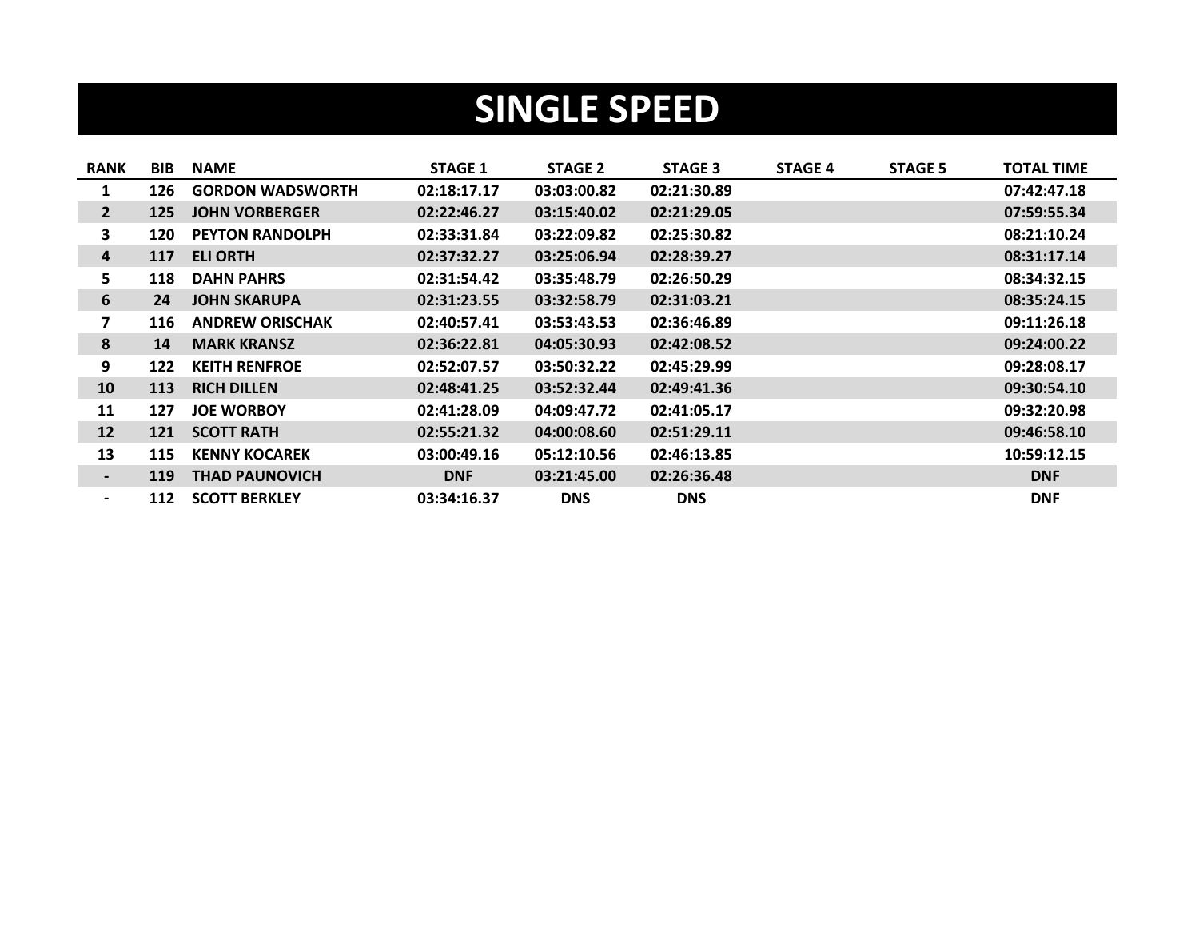# SINGLE SPEED

| RANK | BIB | NAME | STAGE 1 | STAGE 2 | STAGE 3 | STAGE 4 | STAGE 5 | TOTAL TIME |
|---|---|---|---|---|---|---|---|---|
| 1 | 126 | GORDON WADSWORTH | 02:18:17.17 | 03:03:00.82 | 02:21:30.89 | | | 07:42:47.18 |
| 2 | 125 | JOHN VORBERGER | 02:22:46.27 | 03:15:40.02 | 02:21:29.05 | | | 07:59:55.34 |
| 3 | 120 | PEYTON RANDOLPH | 02:33:31.84 | 03:22:09.82 | 02:25:30.82 | | | 08:21:10.24 |
| 4 | 117 | ELI ORTH | 02:37:32.27 | 03:25:06.94 | 02:28:39.27 | | | 08:31:17.14 |
| 5 | 118 | DAHN PAHRS | 02:31:54.42 | 03:35:48.79 | 02:26:50.29 | | | 08:34:32.15 |
| 6 | 24 | JOHN SKARUPA | 02:31:23.55 | 03:32:58.79 | 02:31:03.21 | | | 08:35:24.15 |
| 7 | 116 | ANDREW ORISCHAK | 02:40:57.41 | 03:53:43.53 | 02:36:46.89 | | | 09:11:26.18 |
| 8 | 14 | MARK KRANSZ | 02:36:22.81 | 04:05:30.93 | 02:42:08.52 | | | 09:24:00.22 |
| 9 | 122 | KEITH RENFROE | 02:52:07.57 | 03:50:32.22 | 02:45:29.99 | | | 09:28:08.17 |
| 10 | 113 | RICH DILLEN | 02:48:41.25 | 03:52:32.44 | 02:49:41.36 | | | 09:30:54.10 |
| 11 | 127 | JOE WORBOY | 02:41:28.09 | 04:09:47.72 | 02:41:05.17 | | | 09:32:20.98 |
| 12 | 121 | SCOTT RATH | 02:55:21.32 | 04:00:08.60 | 02:51:29.11 | | | 09:46:58.10 |
| 13 | 115 | KENNY KOCAREK | 03:00:49.16 | 05:12:10.56 | 02:46:13.85 | | | 10:59:12.15 |
| - | 119 | THAD PAUNOVICH | DNF | 03:21:45.00 | 02:26:36.48 | | | DNF |
| - | 112 | SCOTT BERKLEY | 03:34:16.37 | DNS | DNS | | | DNF |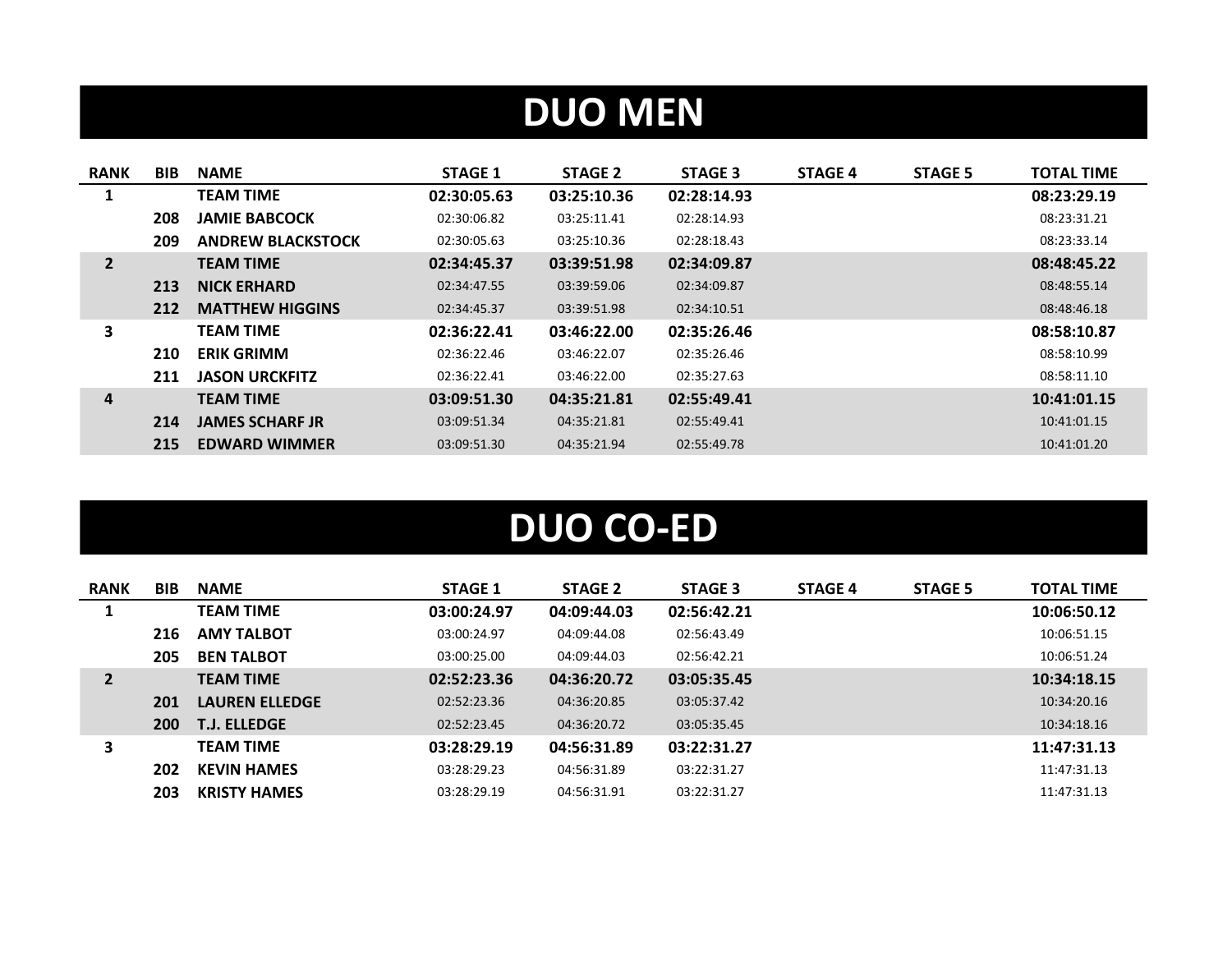# DUO MEN

| RANK | BIB | NAME | STAGE 1 | STAGE 2 | STAGE 3 | STAGE 4 | STAGE 5 | TOTAL TIME |
|---|---|---|---|---|---|---|---|---|
| **1** | | **TEAM TIME** | **02:30:05.63** | **03:25:10.36** | **02:28:14.93** | | | **08:23:29.19** |
| | **208** | **JAMIE BABCOCK** | 02:30:06.82 | 03:25:11.41 | 02:28:14.93 | | | 08:23:31.21 |
| | **209** | **ANDREW BLACKSTOCK** | 02:30:05.63 | 03:25:10.36 | 02:28:18.43 | | | 08:23:33.14 |
| **2** | | **TEAM TIME** | **02:34:45.37** | **03:39:51.98** | **02:34:09.87** | | | **08:48:45.22** |
| | **213** | **NICK ERHARD** | 02:34:47.55 | 03:39:59.06 | 02:34:09.87 | | | 08:48:55.14 |
| | **212** | **MATTHEW HIGGINS** | 02:34:45.37 | 03:39:51.98 | 02:34:10.51 | | | 08:48:46.18 |
| **3** | | **TEAM TIME** | **02:36:22.41** | **03:46:22.00** | **02:35:26.46** | | | **08:58:10.87** |
| | **210** | **ERIK GRIMM** | 02:36:22.46 | 03:46:22.07 | 02:35:26.46 | | | 08:58:10.99 |
| | **211** | **JASON URCKFITZ** | 02:36:22.41 | 03:46:22.00 | 02:35:27.63 | | | 08:58:11.10 |
| **4** | | **TEAM TIME** | **03:09:51.30** | **04:35:21.81** | **02:55:49.41** | | | **10:41:01.15** |
| | **214** | **JAMES SCHARF JR** | 03:09:51.34 | 04:35:21.81 | 02:55:49.41 | | | 10:41:01.15 |
| | **215** | **EDWARD WIMMER** | 03:09:51.30 | 04:35:21.94 | 02:55:49.78 | | | 10:41:01.20 |

# DUO CO-ED

| RANK | BIB | NAME | STAGE 1 | STAGE 2 | STAGE 3 | STAGE 4 | STAGE 5 | TOTAL TIME |
|---|---|---|---|---|---|---|---|---|
| **1** | | **TEAM TIME** | **03:00:24.97** | **04:09:44.03** | **02:56:42.21** | | | **10:06:50.12** |
| | **216** | **AMY TALBOT** | 03:00:24.97 | 04:09:44.08 | 02:56:43.49 | | | 10:06:51.15 |
| | **205** | **BEN TALBOT** | 03:00:25.00 | 04:09:44.03 | 02:56:42.21 | | | 10:06:51.24 |
| **2** | | **TEAM TIME** | **02:52:23.36** | **04:36:20.72** | **03:05:35.45** | | | **10:34:18.15** |
| | **201** | **LAUREN ELLEDGE** | 02:52:23.36 | 04:36:20.85 | 03:05:37.42 | | | 10:34:20.16 |
| | **200** | **T.J. ELLEDGE** | 02:52:23.45 | 04:36:20.72 | 03:05:35.45 | | | 10:34:18.16 |
| **3** | | **TEAM TIME** | **03:28:29.19** | **04:56:31.89** | **03:22:31.27** | | | **11:47:31.13** |
| | **202** | **KEVIN HAMES** | 03:28:29.23 | 04:56:31.89 | 03:22:31.27 | | | 11:47:31.13 |
| | **203** | **KRISTY HAMES** | 03:28:29.19 | 04:56:31.91 | 03:22:31.27 | | | 11:47:31.13 |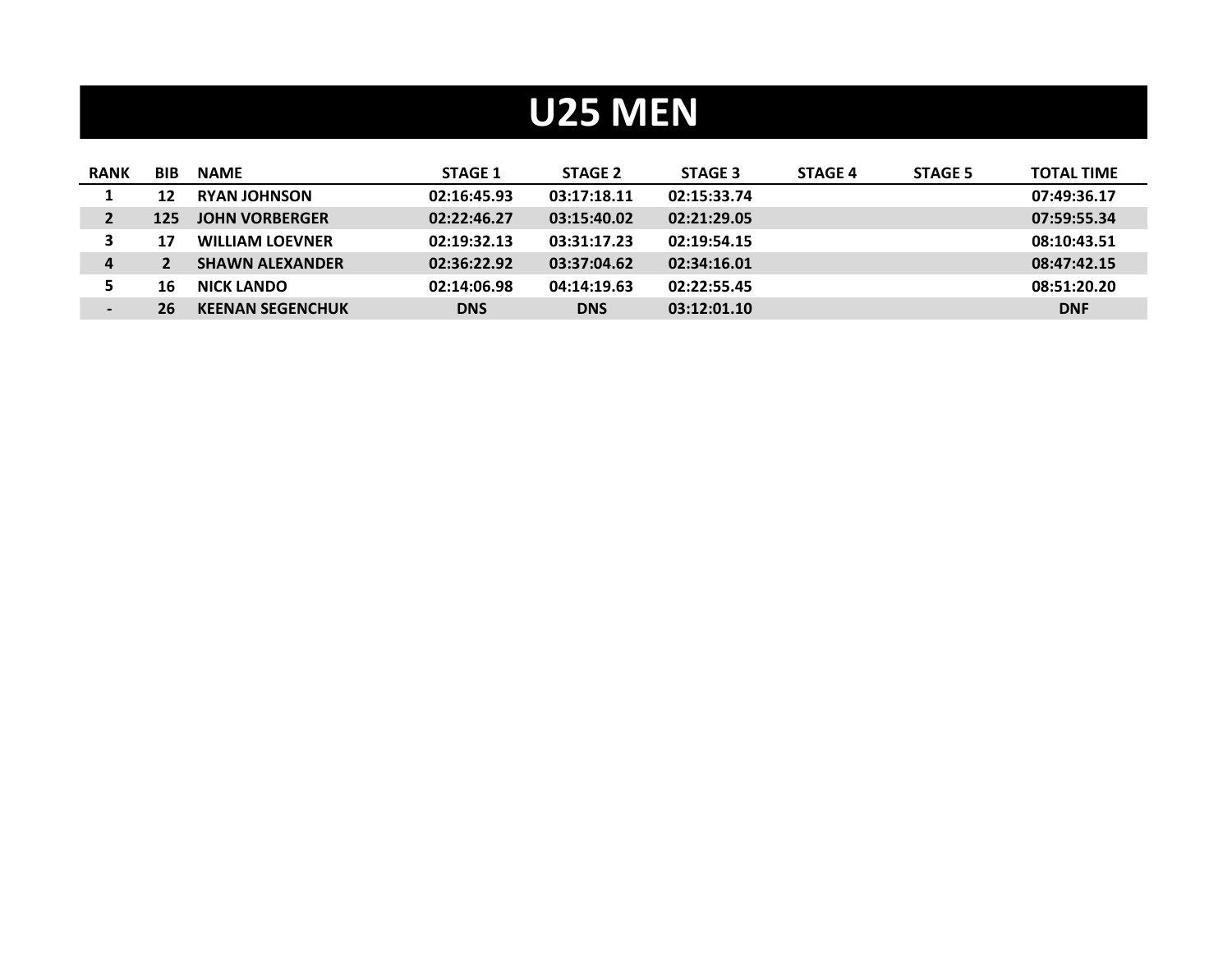# U25 MEN

| RANK | BIB | NAME | STAGE 1 | STAGE 2 | STAGE 3 | STAGE 4 | STAGE 5 | TOTAL TIME |
|---|---|---|---|---|---|---|---|---|
| 1 | 12 | RYAN JOHNSON | 02:16:45.93 | 03:17:18.11 | 02:15:33.74 | | | 07:49:36.17 |
| 2 | 125 | JOHN VORBERGER | 02:22:46.27 | 03:15:40.02 | 02:21:29.05 | | | 07:59:55.34 |
| 3 | 17 | WILLIAM LOEVNER | 02:19:32.13 | 03:31:17.23 | 02:19:54.15 | | | 08:10:43.51 |
| 4 | 2 | SHAWN ALEXANDER | 02:36:22.92 | 03:37:04.62 | 02:34:16.01 | | | 08:47:42.15 |
| 5 | 16 | NICK LANDO | 02:14:06.98 | 04:14:19.63 | 02:22:55.45 | | | 08:51:20.20 |
| - | 26 | KEENAN SEGENCHUK | DNS | DNS | 03:12:01.10 | | | DNF |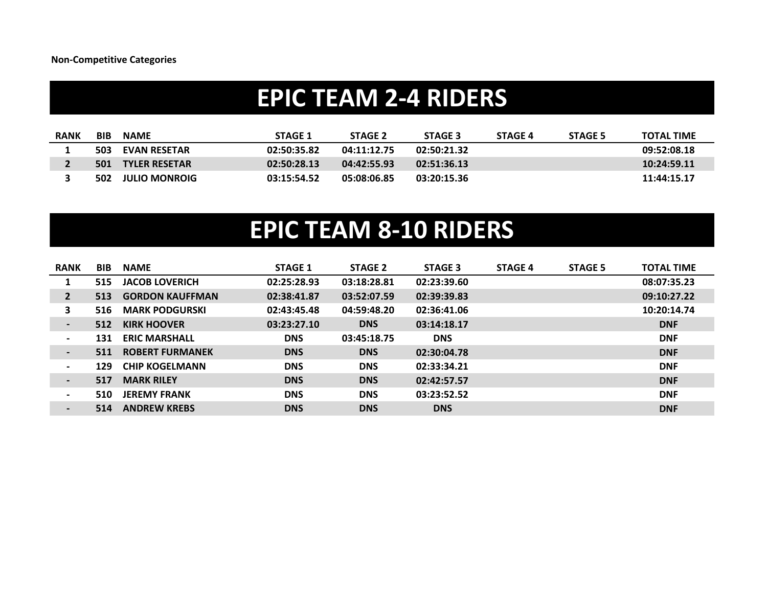**Non-Competitive Categories**

# EPIC TEAM 2-4 RIDERS

| RANK | BIB | NAME | STAGE 1 | STAGE 2 | STAGE 3 | STAGE 4 | STAGE 5 | TOTAL TIME |
|---|---|---|---|---|---|---|---|---|
| 1 | 503 | EVAN RESETAR | 02:50:35.82 | 04:11:12.75 | 02:50:21.32 | | | 09:52:08.18 |
| 2 | 501 | TYLER RESETAR | 02:50:28.13 | 04:42:55.93 | 02:51:36.13 | | | 10:24:59.11 |
| 3 | 502 | JULIO MONROIG | 03:15:54.52 | 05:08:06.85 | 03:20:15.36 | | | 11:44:15.17 |

# EPIC TEAM 8-10 RIDERS

| RANK | BIB | NAME | STAGE 1 | STAGE 2 | STAGE 3 | STAGE 4 | STAGE 5 | TOTAL TIME |
|---|---|---|---|---|---|---|---|---|
| 1 | 515 | JACOB LOVERICH | 02:25:28.93 | 03:18:28.81 | 02:23:39.60 | | | 08:07:35.23 |
| 2 | 513 | GORDON KAUFFMAN | 02:38:41.87 | 03:52:07.59 | 02:39:39.83 | | | 09:10:27.22 |
| 3 | 516 | MARK PODGURSKI | 02:43:45.48 | 04:59:48.20 | 02:36:41.06 | | | 10:20:14.74 |
| - | 512 | KIRK HOOVER | 03:23:27.10 | DNS | 03:14:18.17 | | | DNF |
| - | 131 | ERIC MARSHALL | DNS | 03:45:18.75 | DNS | | | DNF |
| - | 511 | ROBERT FURMANEK | DNS | DNS | 02:30:04.78 | | | DNF |
| - | 129 | CHIP KOGELMANN | DNS | DNS | 02:33:34.21 | | | DNF |
| - | 517 | MARK RILEY | DNS | DNS | 02:42:57.57 | | | DNF |
| - | 510 | JEREMY FRANK | DNS | DNS | 03:23:52.52 | | | DNF |
| - | 514 | ANDREW KREBS | DNS | DNS | DNS | | | DNF |